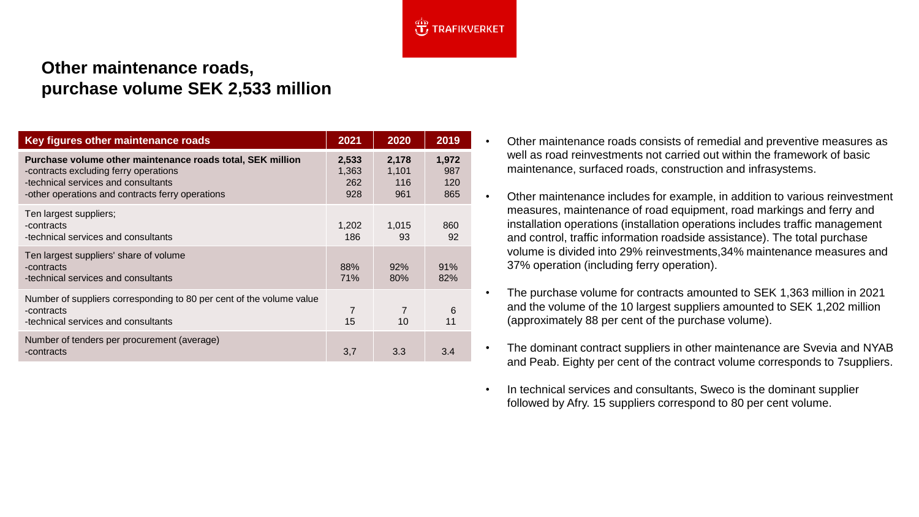# Other maintenance roads, purchase volume SEK 2,533 million

| Key figures other maintenance roads | 2021 | 2020 | 2019 |
|---|---|---|---|
| **Purchase volume other maintenance roads total, SEK million** | **2,533** | **2,178** | **1,972** |
| -contracts excluding ferry operations | 1,363 | 1,101 | 987 |
| -technical services and consultants | 262 | 116 | 120 |
| -other operations and contracts ferry operations | 928 | 961 | 865 |
| Ten largest suppliers; | | | |
| -contracts | 1,202 | 1,015 | 860 |
| -technical services and consultants | 186 | 93 | 92 |
| Ten largest suppliers' share of volume | | | |
| -contracts | 88% | 92% | 91% |
| -technical services and consultants | 71% | 80% | 82% |
| Number of suppliers corresponding to 80 per cent of the volume value | | | |
| -contracts | 7 | 7 | 6 |
| -technical services and consultants | 15 | 10 | 11 |
| Number of tenders per procurement (average) | | | |
| -contracts | 3,7 | 3.3 | 3.4 |

- Other maintenance roads consists of remedial and preventive measures as well as road reinvestments not carried out within the framework of basic maintenance, surfaced roads, construction and infrasystems.
- Other maintenance includes for example, in addition to various reinvestment measures, maintenance of road equipment, road markings and ferry and installation operations (installation operations includes traffic management and control, traffic information roadside assistance). The total purchase volume is divided into 29% reinvestments,34% maintenance measures and 37% operation (including ferry operation).
- The purchase volume for contracts amounted to SEK 1,363 million in 2021 and the volume of the 10 largest suppliers amounted to SEK 1,202 million (approximately 88 per cent of the purchase volume).
- The dominant contract suppliers in other maintenance are Svevia and NYAB and Peab. Eighty per cent of the contract volume corresponds to 7suppliers.
- In technical services and consultants, Sweco is the dominant supplier followed by Afry. 15 suppliers correspond to 80 per cent volume.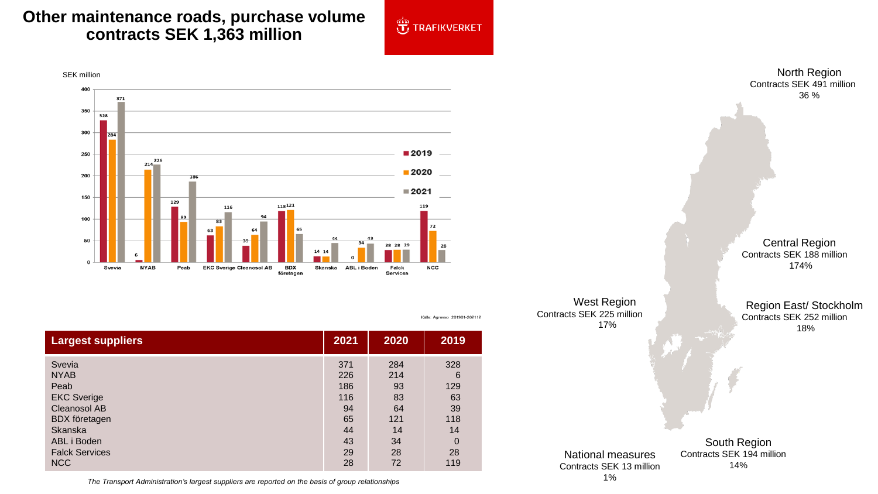# Other maintenance roads, purchase volume contracts SEK 1,363 million

TRAFIKVERKET

SEK million

| | 2019 | 2020 | 2021 |
|---|---|---|---|
| Svevia | 328 | 284 | 371 |
| NYAB | 6 | 214 | 226 |
| Peab | 129 | 93 | 186 |
| EKC Sverige | 63 | 83 | 116 |
| Cleanosol AB | 39 | 64 | 94 |
| BDX företagen | 118 | 121 | 65 |
| Skanska | 14 | 14 | 44 |
| ABL i Boden | 0 | 34 | 43 |
| Falck Services | 28 | 28 | 29 |
| NCC | 119 | 72 | 28 |

Källa: Agresso 201901-202112

| Largest suppliers | 2021 | 2020 | 2019 |
|---|---|---|---|
| Svevia | 371 | 284 | 328 |
| NYAB | 226 | 214 | 6 |
| Peab | 186 | 93 | 129 |
| EKC Sverige | 116 | 83 | 63 |
| Cleanosol AB | 94 | 64 | 39 |
| BDX företagen | 65 | 121 | 118 |
| Skanska | 44 | 14 | 14 |
| ABL i Boden | 43 | 34 | 0 |
| Falck Services | 29 | 28 | 28 |
| NCC | 28 | 72 | 119 |

*The Transport Administration's largest suppliers are reported on the basis of group relationships*

**North Region**
Contracts SEK 491 million
36 %

**Central Region**
Contracts SEK 188 million
174%

**West Region**
Contracts SEK 225 million
17%

**Region East/ Stockholm**
Contracts SEK 252 million
18%

**National measures**
Contracts SEK 13 million
1%

**South Region**
Contracts SEK 194 million
14%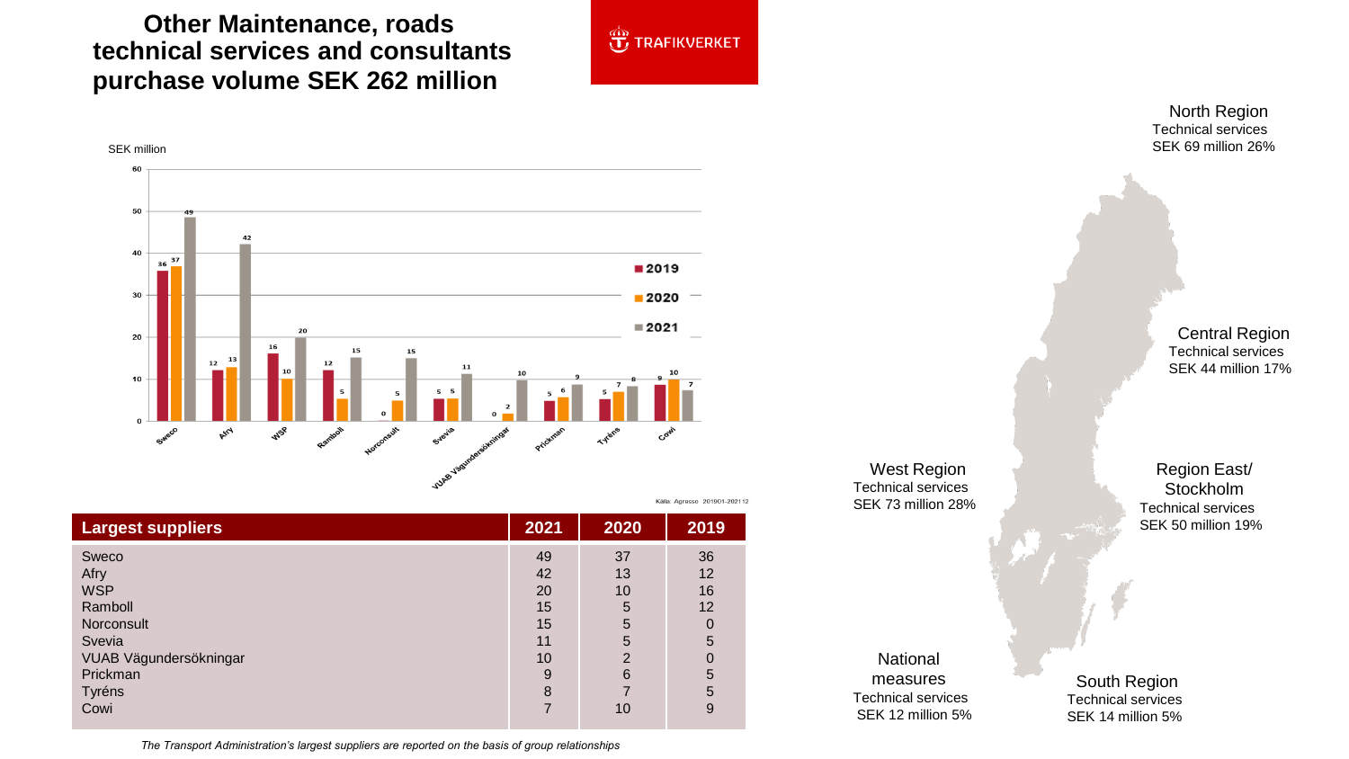# Other Maintenance, roads technical services and consultants purchase volume SEK 262 million

TRAFIKVERKET

SEK million

| Supplier | 2019 | 2020 | 2021 |
| --- | --- | --- | --- |
| Sweco | 36 | 37 | 49 |
| Afry | 12 | 13 | 42 |
| WSP | 16 | 10 | 20 |
| Ramboll | 12 | 5 | 15 |
| Norconsult | 0 | 5 | 15 |
| Svevia | 5 | 5 | 11 |
| VUAB Vägundersökningar | 0 | 2 | 10 |
| Prickman | 5 | 6 | 9 |
| Tyréns | 5 | 7 | 8 |
| Cowi | 9 | 10 | 7 |

Källa: Agresso 201901-202112

| Largest suppliers | 2021 | 2020 | 2019 |
| --- | --- | --- | --- |
| Sweco | 49 | 37 | 36 |
| Afry | 42 | 13 | 12 |
| WSP | 20 | 10 | 16 |
| Ramboll | 15 | 5 | 12 |
| Norconsult | 15 | 5 | 0 |
| Svevia | 11 | 5 | 5 |
| VUAB Vägundersökningar | 10 | 2 | 0 |
| Prickman | 9 | 6 | 5 |
| Tyréns | 8 | 7 | 5 |
| Cowi | 7 | 10 | 9 |

*The Transport Administration's largest suppliers are reported on the basis of group relationships*

**North Region**
Technical services
SEK 69 million 26%

**Central Region**
Technical services
SEK 44 million 17%

**West Region**
Technical services
SEK 73 million 28%

**Region East/ Stockholm**
Technical services
SEK 50 million 19%

**National measures**
Technical services
SEK 12 million 5%

**South Region**
Technical services
SEK 14 million 5%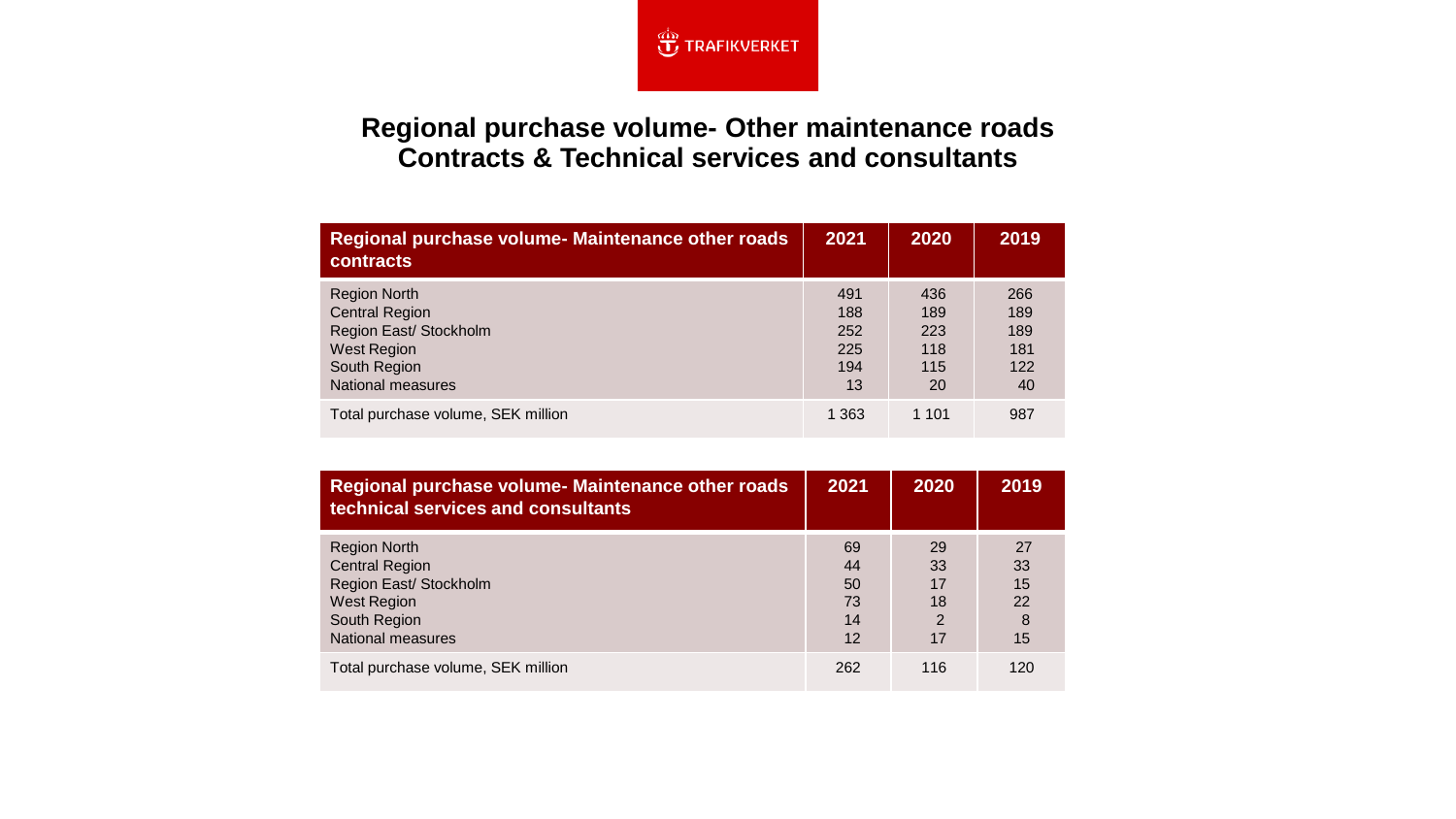# Regional purchase volume- Other maintenance roads Contracts & Technical services and consultants

| Regional purchase volume- Maintenance other roads contracts | 2021 | 2020 | 2019 |
|---|---|---|---|
| Region North | 491 | 436 | 266 |
| Central Region | 188 | 189 | 189 |
| Region East/ Stockholm | 252 | 223 | 189 |
| West Region | 225 | 118 | 181 |
| South Region | 194 | 115 | 122 |
| National measures | 13 | 20 | 40 |
| Total purchase volume, SEK million | 1 363 | 1 101 | 987 |

| Regional purchase volume- Maintenance other roads technical services and consultants | 2021 | 2020 | 2019 |
|---|---|---|---|
| Region North | 69 | 29 | 27 |
| Central Region | 44 | 33 | 33 |
| Region East/ Stockholm | 50 | 17 | 15 |
| West Region | 73 | 18 | 22 |
| South Region | 14 | 2 | 8 |
| National measures | 12 | 17 | 15 |
| Total purchase volume, SEK million | 262 | 116 | 120 |